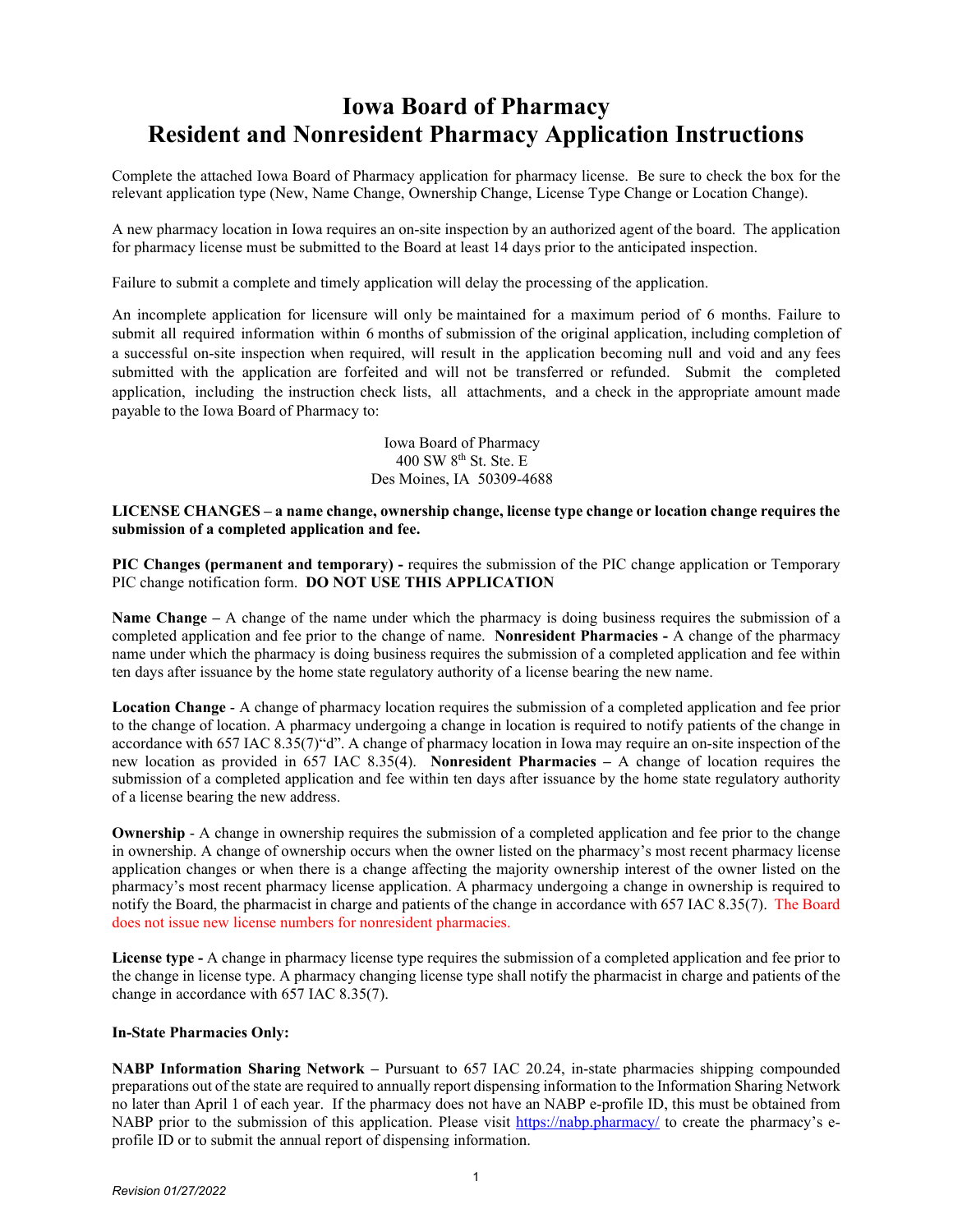# Iowa Board of Pharmacy
# Resident and Nonresident Pharmacy Application Instructions

Complete the attached Iowa Board of Pharmacy application for pharmacy license. Be sure to check the box for the relevant application type (New, Name Change, Ownership Change, License Type Change or Location Change).

A new pharmacy location in Iowa requires an on-site inspection by an authorized agent of the board. The application for pharmacy license must be submitted to the Board at least 14 days prior to the anticipated inspection.

Failure to submit a complete and timely application will delay the processing of the application.

An incomplete application for licensure will only be maintained for a maximum period of 6 months. Failure to submit all required information within 6 months of submission of the original application, including completion of a successful on-site inspection when required, will result in the application becoming null and void and any fees submitted with the application are forfeited and will not be transferred or refunded. Submit the completed application, including the instruction check lists, all attachments, and a check in the appropriate amount made payable to the Iowa Board of Pharmacy to:

Iowa Board of Pharmacy
400 SW 8th St. Ste. E
Des Moines, IA 50309-4688

**LICENSE CHANGES – a name change, ownership change, license type change or location change requires the submission of a completed application and fee.**

**PIC Changes (permanent and temporary) -** requires the submission of the PIC change application or Temporary PIC change notification form. **DO NOT USE THIS APPLICATION**

**Name Change –** A change of the name under which the pharmacy is doing business requires the submission of a completed application and fee prior to the change of name. **Nonresident Pharmacies -** A change of the pharmacy name under which the pharmacy is doing business requires the submission of a completed application and fee within ten days after issuance by the home state regulatory authority of a license bearing the new name.

**Location Change** - A change of pharmacy location requires the submission of a completed application and fee prior to the change of location. A pharmacy undergoing a change in location is required to notify patients of the change in accordance with 657 IAC 8.35(7)"d". A change of pharmacy location in Iowa may require an on-site inspection of the new location as provided in 657 IAC 8.35(4). **Nonresident Pharmacies –** A change of location requires the submission of a completed application and fee within ten days after issuance by the home state regulatory authority of a license bearing the new address.

**Ownership** - A change in ownership requires the submission of a completed application and fee prior to the change in ownership. A change of ownership occurs when the owner listed on the pharmacy's most recent pharmacy license application changes or when there is a change affecting the majority ownership interest of the owner listed on the pharmacy's most recent pharmacy license application. A pharmacy undergoing a change in ownership is required to notify the Board, the pharmacist in charge and patients of the change in accordance with 657 IAC 8.35(7). The Board does not issue new license numbers for nonresident pharmacies.

**License type -** A change in pharmacy license type requires the submission of a completed application and fee prior to the change in license type. A pharmacy changing license type shall notify the pharmacist in charge and patients of the change in accordance with 657 IAC 8.35(7).

**In-State Pharmacies Only:**

**NABP Information Sharing Network –** Pursuant to 657 IAC 20.24, in-state pharmacies shipping compounded preparations out of the state are required to annually report dispensing information to the Information Sharing Network no later than April 1 of each year. If the pharmacy does not have an NABP e-profile ID, this must be obtained from NABP prior to the submission of this application. Please visit https://nabp.pharmacy/ to create the pharmacy's e-profile ID or to submit the annual report of dispensing information.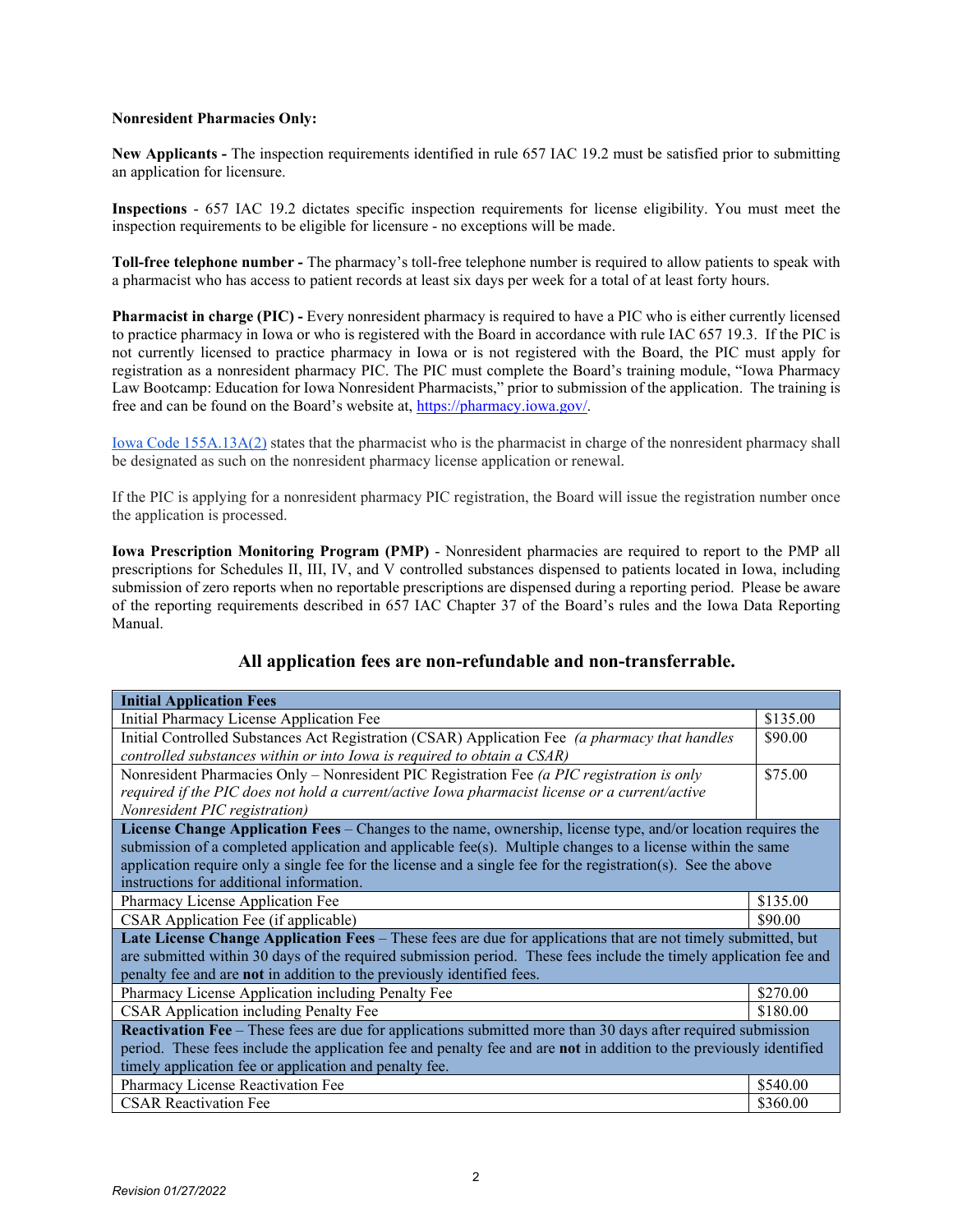**Nonresident Pharmacies Only:**

**New Applicants -** The inspection requirements identified in rule 657 IAC 19.2 must be satisfied prior to submitting an application for licensure.

**Inspections** - 657 IAC 19.2 dictates specific inspection requirements for license eligibility. You must meet the inspection requirements to be eligible for licensure - no exceptions will be made.

**Toll-free telephone number -** The pharmacy's toll-free telephone number is required to allow patients to speak with a pharmacist who has access to patient records at least six days per week for a total of at least forty hours.

**Pharmacist in charge (PIC) -** Every nonresident pharmacy is required to have a PIC who is either currently licensed to practice pharmacy in Iowa or who is registered with the Board in accordance with rule IAC 657 19.3. If the PIC is not currently licensed to practice pharmacy in Iowa or is not registered with the Board, the PIC must apply for registration as a nonresident pharmacy PIC. The PIC must complete the Board's training module, "Iowa Pharmacy Law Bootcamp: Education for Iowa Nonresident Pharmacists," prior to submission of the application. The training is free and can be found on the Board's website at, https://pharmacy.iowa.gov/.

Iowa Code 155A.13A(2) states that the pharmacist who is the pharmacist in charge of the nonresident pharmacy shall be designated as such on the nonresident pharmacy license application or renewal.

If the PIC is applying for a nonresident pharmacy PIC registration, the Board will issue the registration number once the application is processed.

**Iowa Prescription Monitoring Program (PMP)** - Nonresident pharmacies are required to report to the PMP all prescriptions for Schedules II, III, IV, and V controlled substances dispensed to patients located in Iowa, including submission of zero reports when no reportable prescriptions are dispensed during a reporting period. Please be aware of the reporting requirements described in 657 IAC Chapter 37 of the Board's rules and the Iowa Data Reporting Manual.

## All application fees are non-refundable and non-transferrable.

| **Initial Application Fees** | |
|---|---|
| Initial Pharmacy License Application Fee | $135.00 |
| Initial Controlled Substances Act Registration (CSAR) Application Fee *(a pharmacy that handles controlled substances within or into Iowa is required to obtain a CSAR)* | $90.00 |
| Nonresident Pharmacies Only – Nonresident PIC Registration Fee *(a PIC registration is only required if the PIC does not hold a current/active Iowa pharmacist license or a current/active Nonresident PIC registration)* | $75.00 |
| **License Change Application Fees** – Changes to the name, ownership, license type, and/or location requires the submission of a completed application and applicable fee(s). Multiple changes to a license within the same application require only a single fee for the license and a single fee for the registration(s). See the above instructions for additional information. | |
| Pharmacy License Application Fee | $135.00 |
| CSAR Application Fee (if applicable) | $90.00 |
| **Late License Change Application Fees** – These fees are due for applications that are not timely submitted, but are submitted within 30 days of the required submission period. These fees include the timely application fee and penalty fee and are **not** in addition to the previously identified fees. | |
| Pharmacy License Application including Penalty Fee | $270.00 |
| CSAR Application including Penalty Fee | $180.00 |
| **Reactivation Fee** – These fees are due for applications submitted more than 30 days after required submission period. These fees include the application fee and penalty fee and are **not** in addition to the previously identified timely application fee or application and penalty fee. | |
| Pharmacy License Reactivation Fee | $540.00 |
| CSAR Reactivation Fee | $360.00 |

*Revision 01/27/2022*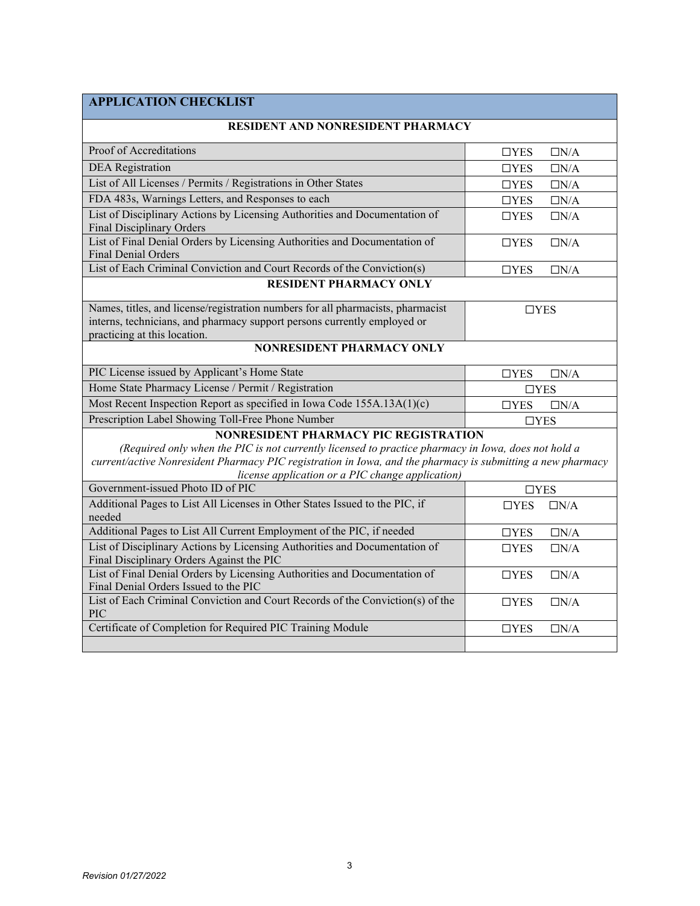| APPLICATION CHECKLIST | |
|---|---|
| **RESIDENT AND NONRESIDENT PHARMACY** | |
| Proof of Accreditations | ☐YES ☐N/A |
| DEA Registration | ☐YES ☐N/A |
| List of All Licenses / Permits / Registrations in Other States | ☐YES ☐N/A |
| FDA 483s, Warnings Letters, and Responses to each | ☐YES ☐N/A |
| List of Disciplinary Actions by Licensing Authorities and Documentation of Final Disciplinary Orders | ☐YES ☐N/A |
| List of Final Denial Orders by Licensing Authorities and Documentation of Final Denial Orders | ☐YES ☐N/A |
| List of Each Criminal Conviction and Court Records of the Conviction(s) | ☐YES ☐N/A |
| **RESIDENT PHARMACY ONLY** | |
| Names, titles, and license/registration numbers for all pharmacists, pharmacist interns, technicians, and pharmacy support persons currently employed or practicing at this location. | ☐YES |
| **NONRESIDENT PHARMACY ONLY** | |
| PIC License issued by Applicant's Home State | ☐YES ☐N/A |
| Home State Pharmacy License / Permit / Registration | ☐YES |
| Most Recent Inspection Report as specified in Iowa Code 155A.13A(1)(c) | ☐YES ☐N/A |
| Prescription Label Showing Toll-Free Phone Number | ☐YES |
| **NONRESIDENT PHARMACY PIC REGISTRATION** *(Required only when the PIC is not currently licensed to practice pharmacy in Iowa, does not hold a current/active Nonresident Pharmacy PIC registration in Iowa, and the pharmacy is submitting a new pharmacy license application or a PIC change application)* | |
| Government-issued Photo ID of PIC | ☐YES |
| Additional Pages to List All Licenses in Other States Issued to the PIC, if needed | ☐YES ☐N/A |
| Additional Pages to List All Current Employment of the PIC, if needed | ☐YES ☐N/A |
| List of Disciplinary Actions by Licensing Authorities and Documentation of Final Disciplinary Orders Against the PIC | ☐YES ☐N/A |
| List of Final Denial Orders by Licensing Authorities and Documentation of Final Denial Orders Issued to the PIC | ☐YES ☐N/A |
| List of Each Criminal Conviction and Court Records of the Conviction(s) of the PIC | ☐YES ☐N/A |
| Certificate of Completion for Required PIC Training Module | ☐YES ☐N/A |
| | |

*Revision 01/27/2022*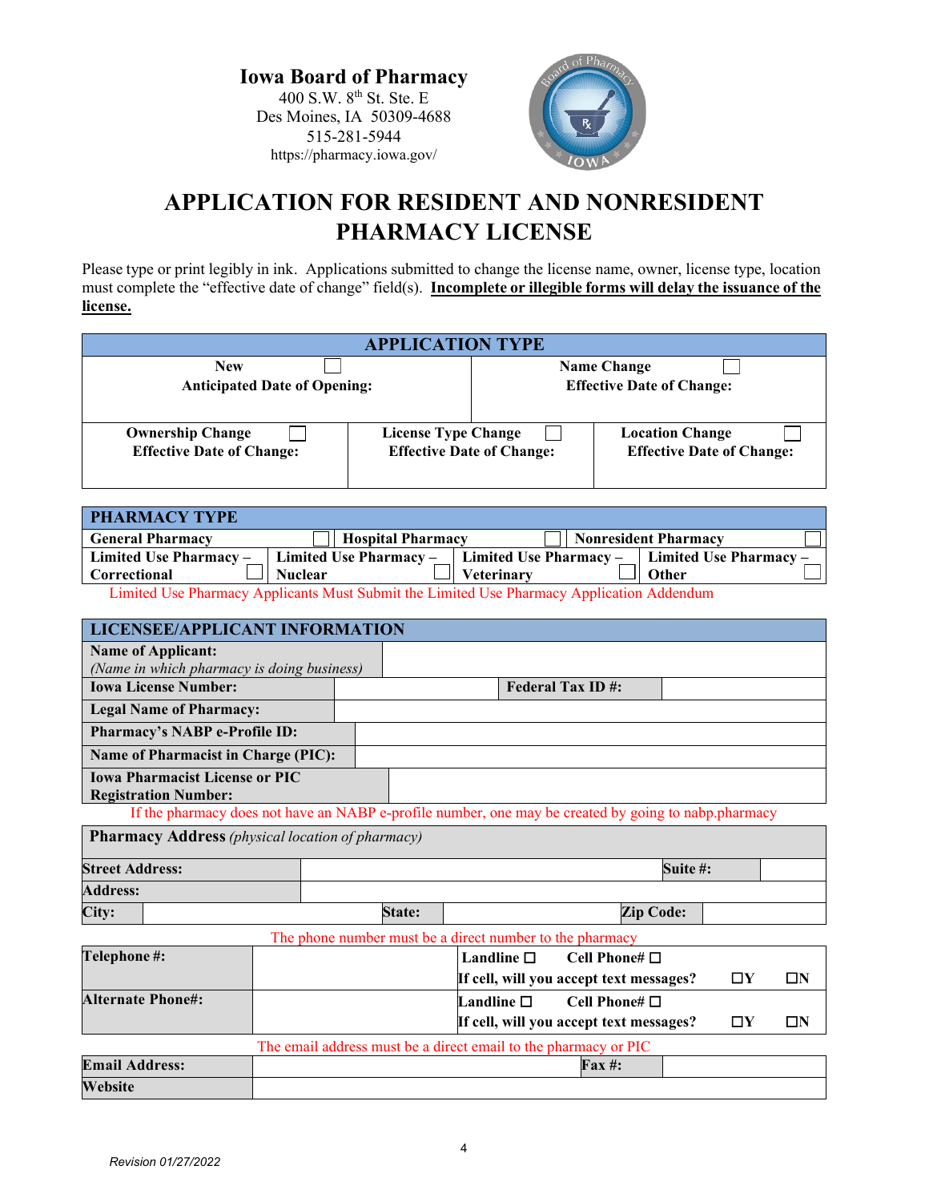**Iowa Board of Pharmacy**
400 S.W. 8th St. Ste. E
Des Moines, IA 50309-4688
515-281-5944
https://pharmacy.iowa.gov/

# APPLICATION FOR RESIDENT AND NONRESIDENT PHARMACY LICENSE

Please type or print legibly in ink. Applications submitted to change the license name, owner, license type, location must complete the "effective date of change" field(s). **Incomplete or illegible forms will delay the issuance of the license.**

| APPLICATION TYPE | | |
|---|---|---|
| **New** ☐ **Anticipated Date of Opening:** | **Name Change** ☐ **Effective Date of Change:** | |
| **Ownership Change** ☐ **Effective Date of Change:** | **License Type Change** ☐ **Effective Date of Change:** | **Location Change** ☐ **Effective Date of Change:** |

| PHARMACY TYPE | | | |
|---|---|---|---|
| **General Pharmacy** ☐ | **Hospital Pharmacy** ☐ | **Nonresident Pharmacy** ☐ | |
| **Limited Use Pharmacy – Correctional** ☐ | **Limited Use Pharmacy – Nuclear** ☐ | **Limited Use Pharmacy – Veterinary** ☐ | **Limited Use Pharmacy – Other** ☐ |

Limited Use Pharmacy Applicants Must Submit the Limited Use Pharmacy Application Addendum

| LICENSEE/APPLICANT INFORMATION | | | |
|---|---|---|---|
| **Name of Applicant:** *(Name in which pharmacy is doing business)* | | | |
| **Iowa License Number:** | | **Federal Tax ID #:** | |
| **Legal Name of Pharmacy:** | | | |
| **Pharmacy's NABP e-Profile ID:** | | | |
| **Name of Pharmacist in Charge (PIC):** | | | |
| **Iowa Pharmacist License or PIC Registration Number:** | | | |

If the pharmacy does not have an NABP e-profile number, one may be created by going to nabp.pharmacy

| **Pharmacy Address** *(physical location of pharmacy)* | | | | | |
|---|---|---|---|---|---|
| **Street Address:** | | | | **Suite #:** | |
| **Address:** | | | | | |
| **City:** | | **State:** | | **Zip Code:** | |

The phone number must be a direct number to the pharmacy

| | | | | |
|---|---|---|---|---|
| **Telephone #:** | | **Landline** ☐ **Cell Phone#** ☐ If cell, will you accept text messages? | ☐Y | ☐N |
| **Alternate Phone#:** | | **Landline** ☐ **Cell Phone#** ☐ If cell, will you accept text messages? | ☐Y | ☐N |

The email address must be a direct email to the pharmacy or PIC

| | | | |
|---|---|---|---|
| **Email Address:** | | **Fax #:** | |
| **Website** | | | |

*Revision 01/27/2022*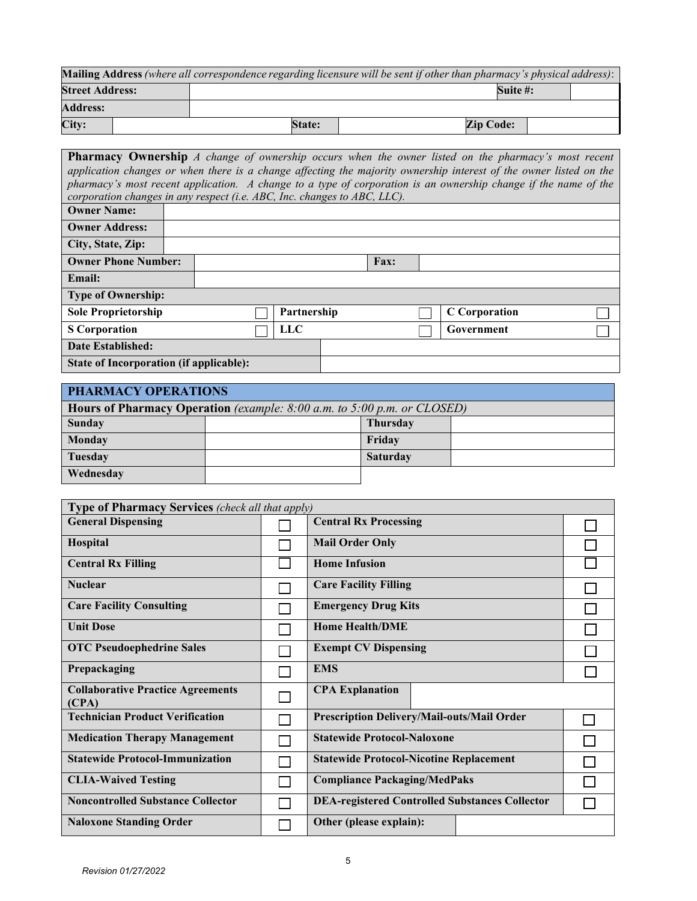| **Mailing Address** *(where all correspondence regarding licensure will be sent if other than pharmacy's physical address)*: | | | | | |
|---|---|---|---|---|---|
| **Street Address:** | | | | **Suite #:** | |
| **Address:** | | | | | |
| **City:** | | **State:** | | **Zip Code:** | |

**Pharmacy Ownership** *A change of ownership occurs when the owner listed on the pharmacy's most recent application changes or when there is a change affecting the majority ownership interest of the owner listed on the pharmacy's most recent application. A change to a type of corporation is an ownership change if the name of the corporation changes in any respect (i.e. ABC, Inc. changes to ABC, LLC).*

| **Owner Name:** | | | |
|---|---|---|---|
| **Owner Address:** | | | |
| **City, State, Zip:** | | | |
| **Owner Phone Number:** | | **Fax:** | |
| **Email:** | | | |

**Type of Ownership:**

| | | | | | |
|---|---|---|---|---|---|
| **Sole Proprietorship** | ☐ | **Partnership** | ☐ | **C Corporation** | ☐ |
| **S Corporation** | ☐ | **LLC** | ☐ | **Government** | ☐ |

| **Date Established:** | |
|---|---|
| **State of Incorporation (if applicable):** | |

## PHARMACY OPERATIONS

**Hours of Pharmacy Operation** *(example: 8:00 a.m. to 5:00 p.m. or CLOSED)*

| | | | |
|---|---|---|---|
| **Sunday** | | **Thursday** | |
| **Monday** | | **Friday** | |
| **Tuesday** | | **Saturday** | |
| **Wednesday** | | | |

**Type of Pharmacy Services** *(check all that apply)*

| | | | |
|---|---|---|---|
| **General Dispensing** | ☐ | **Central Rx Processing** | ☐ |
| **Hospital** | ☐ | **Mail Order Only** | ☐ |
| **Central Rx Filling** | ☐ | **Home Infusion** | ☐ |
| **Nuclear** | ☐ | **Care Facility Filling** | ☐ |
| **Care Facility Consulting** | ☐ | **Emergency Drug Kits** | ☐ |
| **Unit Dose** | ☐ | **Home Health/DME** | ☐ |
| **OTC Pseudoephedrine Sales** | ☐ | **Exempt CV Dispensing** | ☐ |
| **Prepackaging** | ☐ | **EMS** | ☐ |
| **Collaborative Practice Agreements (CPA)** | ☐ | **CPA Explanation** | |
| **Technician Product Verification** | ☐ | **Prescription Delivery/Mail-outs/Mail Order** | ☐ |
| **Medication Therapy Management** | ☐ | **Statewide Protocol-Naloxone** | ☐ |
| **Statewide Protocol-Immunization** | ☐ | **Statewide Protocol-Nicotine Replacement** | ☐ |
| **CLIA-Waived Testing** | ☐ | **Compliance Packaging/MedPaks** | ☐ |
| **Noncontrolled Substance Collector** | ☐ | **DEA-registered Controlled Substances Collector** | ☐ |
| **Naloxone Standing Order** | ☐ | **Other (please explain):** | |

*Revision 01/27/2022*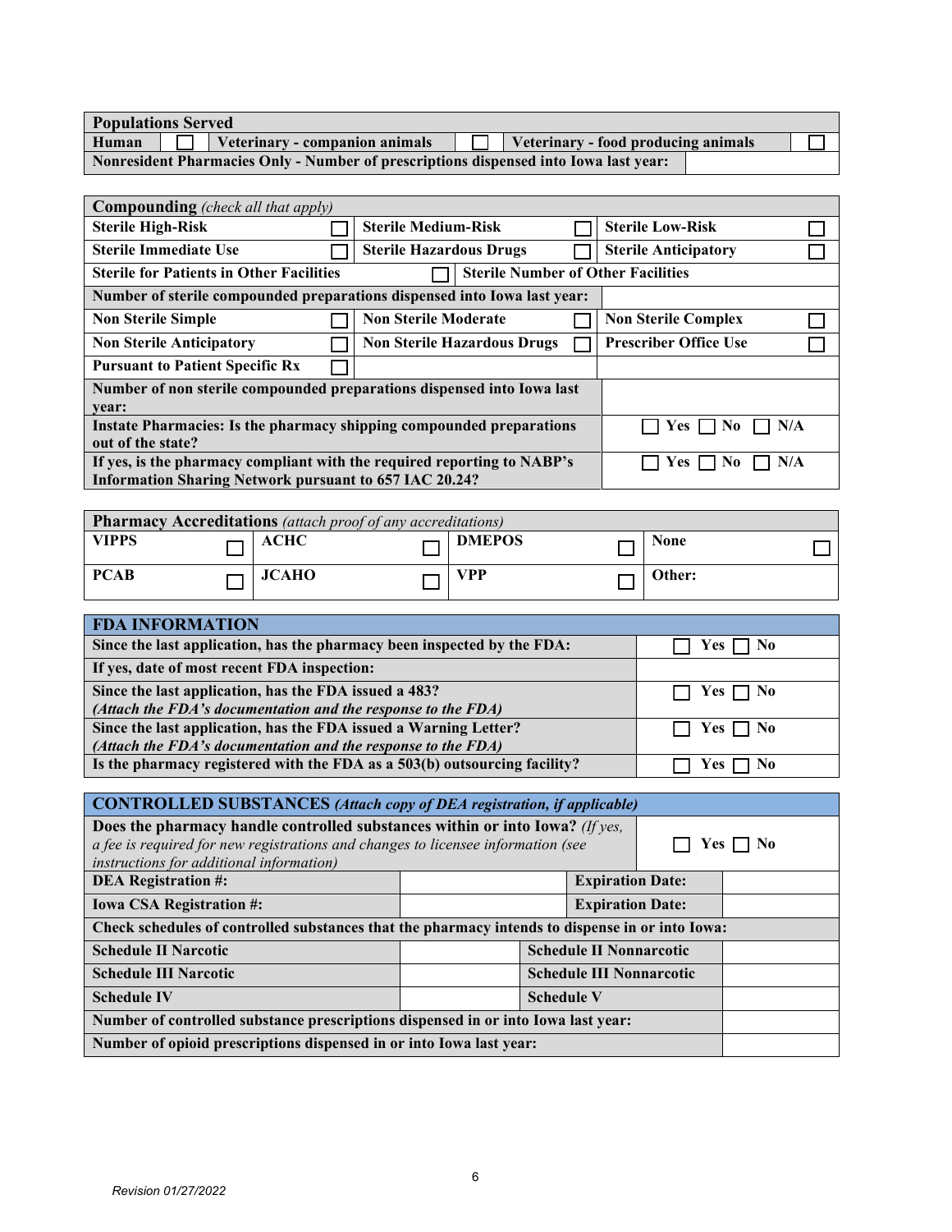| Populations Served | | | | | |
|---|---|---|---|---|---|
| Human | ☐ | Veterinary - companion animals | ☐ | Veterinary - food producing animals | ☐ |
| Nonresident Pharmacies Only - Number of prescriptions dispensed into Iowa last year: | | | | | |

| **Compounding** *(check all that apply)* | | | | | |
|---|---|---|---|---|---|
| Sterile High-Risk | ☐ | Sterile Medium-Risk | ☐ | Sterile Low-Risk | ☐ |
| Sterile Immediate Use | ☐ | Sterile Hazardous Drugs | ☐ | Sterile Anticipatory | ☐ |
| Sterile for Patients in Other Facilities | ☐ | Sterile Number of Other Facilities | | | |
| Number of sterile compounded preparations dispensed into Iowa last year: | | | | | |
| Non Sterile Simple | ☐ | Non Sterile Moderate | ☐ | Non Sterile Complex | ☐ |
| Non Sterile Anticipatory | ☐ | Non Sterile Hazardous Drugs | ☐ | Prescriber Office Use | ☐ |
| Pursuant to Patient Specific Rx | ☐ | | | | |
| Number of non sterile compounded preparations dispensed into Iowa last year: | | | | | |
| Instate Pharmacies: Is the pharmacy shipping compounded preparations out of the state? | | | | ☐ Yes ☐ No ☐ N/A | |
| If yes, is the pharmacy compliant with the required reporting to NABP's Information Sharing Network pursuant to 657 IAC 20.24? | | | | ☐ Yes ☐ No ☐ N/A | |

| **Pharmacy Accreditations** *(attach proof of any accreditations)* | | | | | | | |
|---|---|---|---|---|---|---|---|
| VIPPS | ☐ | ACHC | ☐ | DMEPOS | ☐ | None | ☐ |
| PCAB | ☐ | JCAHO | ☐ | VPP | ☐ | Other: | |

| FDA INFORMATION | |
|---|---|
| Since the last application, has the pharmacy been inspected by the FDA: | ☐ Yes ☐ No |
| If yes, date of most recent FDA inspection: | |
| Since the last application, has the FDA issued a 483? *(Attach the FDA's documentation and the response to the FDA)* | ☐ Yes ☐ No |
| Since the last application, has the FDA issued a Warning Letter? *(Attach the FDA's documentation and the response to the FDA)* | ☐ Yes ☐ No |
| Is the pharmacy registered with the FDA as a 503(b) outsourcing facility? | ☐ Yes ☐ No |

| **CONTROLLED SUBSTANCES** *(Attach copy of DEA registration, if applicable)* | | | |
|---|---|---|---|
| Does the pharmacy handle controlled substances within or into Iowa? *(If yes, a fee is required for new registrations and changes to licensee information (see instructions for additional information)* | | | ☐ Yes ☐ No |
| DEA Registration #: | | Expiration Date: | |
| Iowa CSA Registration #: | | Expiration Date: | |
| Check schedules of controlled substances that the pharmacy intends to dispense in or into Iowa: | | | |
| Schedule II Narcotic | | Schedule II Nonnarcotic | |
| Schedule III Narcotic | | Schedule III Nonnarcotic | |
| Schedule IV | | Schedule V | |
| Number of controlled substance prescriptions dispensed in or into Iowa last year: | | | |
| Number of opioid prescriptions dispensed in or into Iowa last year: | | | |

*Revision 01/27/2022*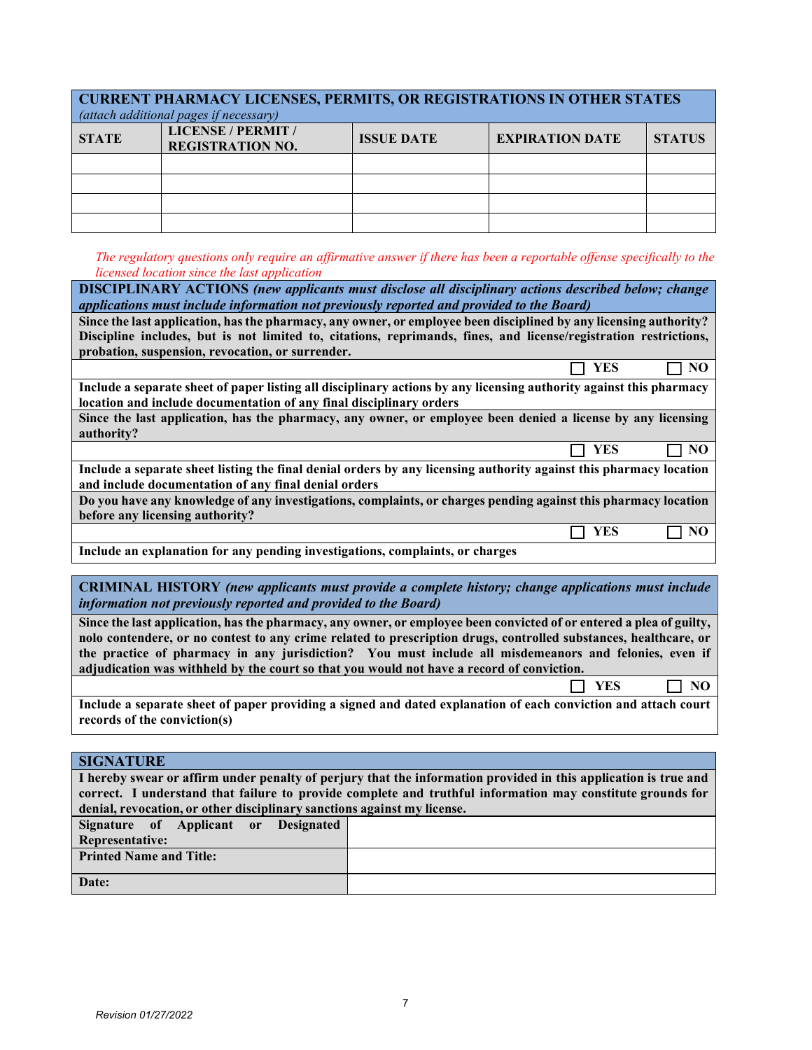## CURRENT PHARMACY LICENSES, PERMITS, OR REGISTRATIONS IN OTHER STATES

*(attach additional pages if necessary)*

| STATE | LICENSE / PERMIT / REGISTRATION NO. | ISSUE DATE | EXPIRATION DATE | STATUS |
|---|---|---|---|---|
| | | | | |
| | | | | |
| | | | | |
| | | | | |

*The regulatory questions only require an affirmative answer if there has been a reportable offense specifically to the licensed location since the last application*

## DISCIPLINARY ACTIONS *(new applicants must disclose all disciplinary actions described below; change applications must include information not previously reported and provided to the Board)*

**Since the last application, has the pharmacy, any owner, or employee been disciplined by any licensing authority? Discipline includes, but is not limited to, citations, reprimands, fines, and license/registration restrictions, probation, suspension, revocation, or surrender.**

☐ **YES** ☐ **NO**

**Include a separate sheet of paper listing all disciplinary actions by any licensing authority against this pharmacy location and include documentation of any final disciplinary orders**

**Since the last application, has the pharmacy, any owner, or employee been denied a license by any licensing authority?**

☐ **YES** ☐ **NO**

**Include a separate sheet listing the final denial orders by any licensing authority against this pharmacy location and include documentation of any final denial orders**

**Do you have any knowledge of any investigations, complaints, or charges pending against this pharmacy location before any licensing authority?**

☐ **YES** ☐ **NO**

**Include an explanation for any pending investigations, complaints, or charges**

## CRIMINAL HISTORY *(new applicants must provide a complete history; change applications must include information not previously reported and provided to the Board)*

**Since the last application, has the pharmacy, any owner, or employee been convicted of or entered a plea of guilty, nolo contendere, or no contest to any crime related to prescription drugs, controlled substances, healthcare, or the practice of pharmacy in any jurisdiction? You must include all misdemeanors and felonies, even if adjudication was withheld by the court so that you would not have a record of conviction.**

☐ **YES** ☐ **NO**

**Include a separate sheet of paper providing a signed and dated explanation of each conviction and attach court records of the conviction(s)**

## SIGNATURE

**I hereby swear or affirm under penalty of perjury that the information provided in this application is true and correct. I understand that failure to provide complete and truthful information may constitute grounds for denial, revocation, or other disciplinary sanctions against my license.**

| | |
|---|---|
| **Signature of Applicant or Designated Representative:** | |
| **Printed Name and Title:** | |
| **Date:** | |

*Revision 01/27/2022*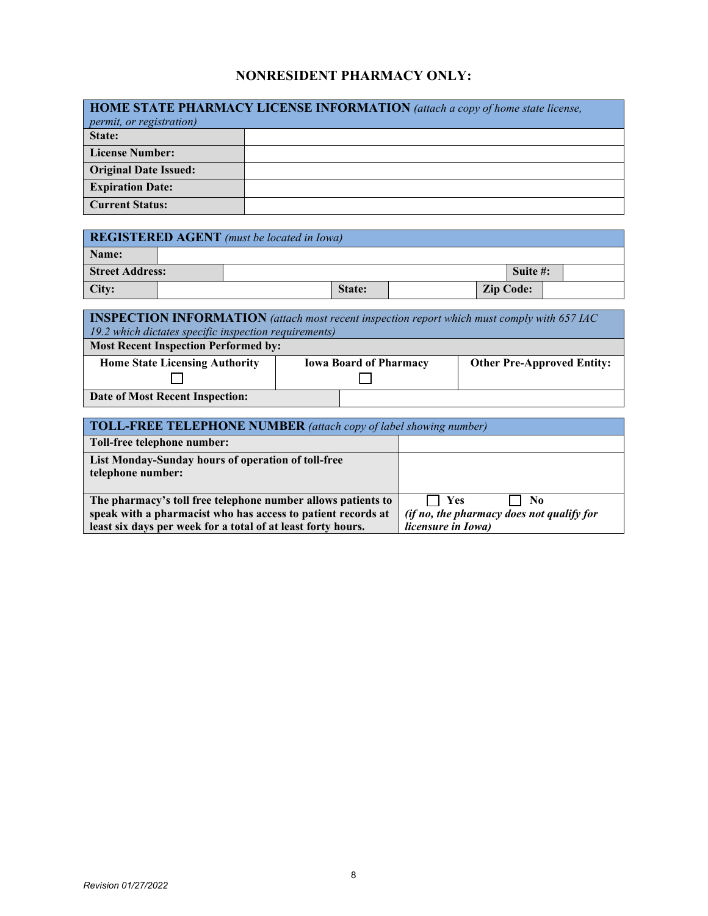## NONRESIDENT PHARMACY ONLY:

| **HOME STATE PHARMACY LICENSE INFORMATION** *(attach a copy of home state license, permit, or registration)* | |
|---|---|
| **State:** | |
| **License Number:** | |
| **Original Date Issued:** | |
| **Expiration Date:** | |
| **Current Status:** | |

| **REGISTERED AGENT** *(must be located in Iowa)* | | | | | |
|---|---|---|---|---|---|
| **Name:** | | | | | |
| **Street Address:** | | | | **Suite #:** | |
| **City:** | | **State:** | | **Zip Code:** | |

| **INSPECTION INFORMATION** *(attach most recent inspection report which must comply with 657 IAC 19.2 which dictates specific inspection requirements)* | | |
|---|---|---|
| **Most Recent Inspection Performed by:** | | |
| **Home State Licensing Authority** ☐ | **Iowa Board of Pharmacy** ☐ | **Other Pre-Approved Entity:** |
| **Date of Most Recent Inspection:** | | |

| **TOLL-FREE TELEPHONE NUMBER** *(attach copy of label showing number)* | |
|---|---|
| **Toll-free telephone number:** | |
| **List Monday-Sunday hours of operation of toll-free telephone number:** | |
| **The pharmacy's toll free telephone number allows patients to speak with a pharmacist who has access to patient records at least six days per week for a total of at least forty hours.** | ☐ **Yes** ☐ **No** *(if no, the pharmacy does not qualify for licensure in Iowa)* |

*Revision 01/27/2022*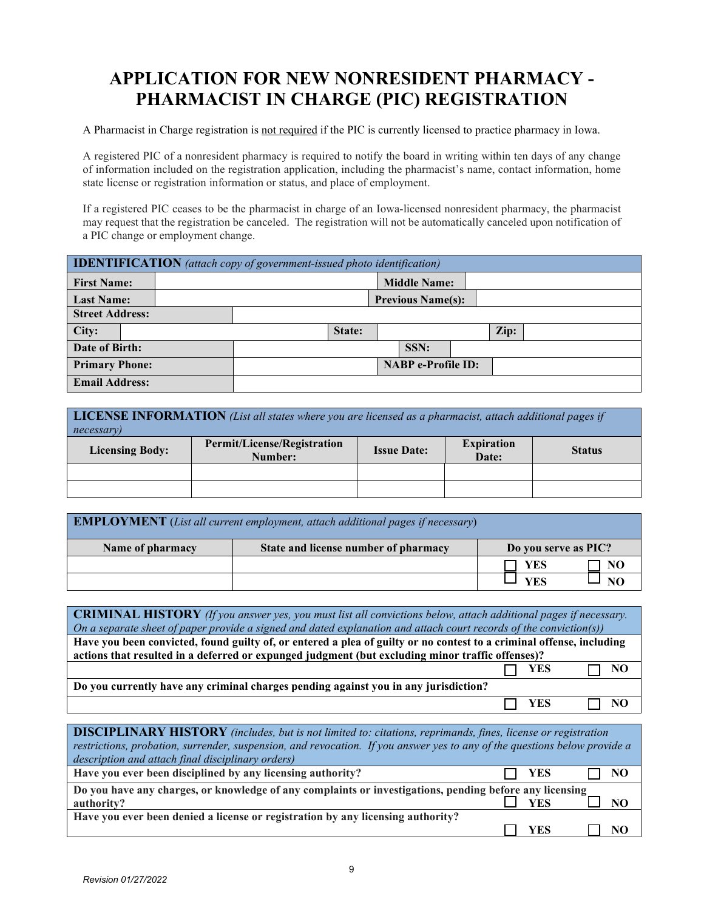# APPLICATION FOR NEW NONRESIDENT PHARMACY - PHARMACIST IN CHARGE (PIC) REGISTRATION

A Pharmacist in Charge registration is not required if the PIC is currently licensed to practice pharmacy in Iowa.

A registered PIC of a nonresident pharmacy is required to notify the board in writing within ten days of any change of information included on the registration application, including the pharmacist's name, contact information, home state license or registration information or status, and place of employment.

If a registered PIC ceases to be the pharmacist in charge of an Iowa-licensed nonresident pharmacy, the pharmacist may request that the registration be canceled. The registration will not be automatically canceled upon notification of a PIC change or employment change.

| **IDENTIFICATION** *(attach copy of government-issued photo identification)* | | | | | |
|---|---|---|---|---|---|
| **First Name:** | | **Middle Name:** | | | |
| **Last Name:** | | **Previous Name(s):** | | | |
| **Street Address:** | | | | | |
| **City:** | | **State:** | | **Zip:** | |
| **Date of Birth:** | | **SSN:** | | | |
| **Primary Phone:** | | **NABP e-Profile ID:** | | | |
| **Email Address:** | | | | | |

| **LICENSE INFORMATION** *(List all states where you are licensed as a pharmacist, attach additional pages if necessary)* | | | | |
|---|---|---|---|---|
| **Licensing Body:** | **Permit/License/Registration Number:** | **Issue Date:** | **Expiration Date:** | **Status** |
| | | | | |
| | | | | |

| **EMPLOYMENT** (*List all current employment, attach additional pages if necessary*) | | |
|---|---|---|
| **Name of pharmacy** | **State and license number of pharmacy** | **Do you serve as PIC?** |
| | | ☐ **YES** ☐ **NO** |
| | | ☐ **YES** ☐ **NO** |

| **CRIMINAL HISTORY** *(If you answer yes, you must list all convictions below, attach additional pages if necessary. On a separate sheet of paper provide a signed and dated explanation and attach court records of the conviction(s))* | |
|---|---|
| **Have you been convicted, found guilty of, or entered a plea of guilty or no contest to a criminal offense, including actions that resulted in a deferred or expunged judgment (but excluding minor traffic offenses)?** | ☐ **YES** ☐ **NO** |
| **Do you currently have any criminal charges pending against you in any jurisdiction?** | ☐ **YES** ☐ **NO** |

| **DISCIPLINARY HISTORY** *(includes, but is not limited to: citations, reprimands, fines, license or registration restrictions, probation, surrender, suspension, and revocation. If you answer yes to any of the questions below provide a description and attach final disciplinary orders)* | |
|---|---|
| **Have you ever been disciplined by any licensing authority?** | ☐ **YES** ☐ **NO** |
| **Do you have any charges, or knowledge of any complaints or investigations, pending before any licensing authority?** | ☐ **YES** ☐ **NO** |
| **Have you ever been denied a license or registration by any licensing authority?** | ☐ **YES** ☐ **NO** |

*Revision 01/27/2022*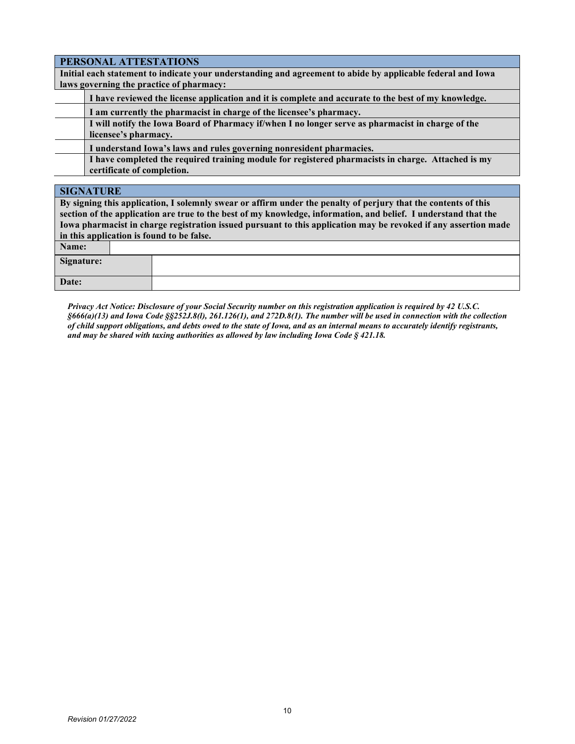## PERSONAL ATTESTATIONS

**Initial each statement to indicate your understanding and agreement to abide by applicable federal and Iowa laws governing the practice of pharmacy:**

| | |
|---|---|
| | **I have reviewed the license application and it is complete and accurate to the best of my knowledge.** |
| | **I am currently the pharmacist in charge of the licensee's pharmacy.** |
| | **I will notify the Iowa Board of Pharmacy if/when I no longer serve as pharmacist in charge of the licensee's pharmacy.** |
| | **I understand Iowa's laws and rules governing nonresident pharmacies.** |
| | **I have completed the required training module for registered pharmacists in charge. Attached is my certificate of completion.** |

## SIGNATURE

**By signing this application, I solemnly swear or affirm under the penalty of perjury that the contents of this section of the application are true to the best of my knowledge, information, and belief. I understand that the Iowa pharmacist in charge registration issued pursuant to this application may be revoked if any assertion made in this application is found to be false.**

| | |
|---|---|
| **Name:** | |
| **Signature:** | |
| **Date:** | |

***Privacy Act Notice: Disclosure of your Social Security number on this registration application is required by 42 U.S.C. §666(a)(13) and Iowa Code §§252J.8(l), 261.126(1), and 272D.8(1). The number will be used in connection with the collection of child support obligations, and debts owed to the state of Iowa, and as an internal means to accurately identify registrants, and may be shared with taxing authorities as allowed by law including Iowa Code § 421.18.***

*Revision 01/27/2022*